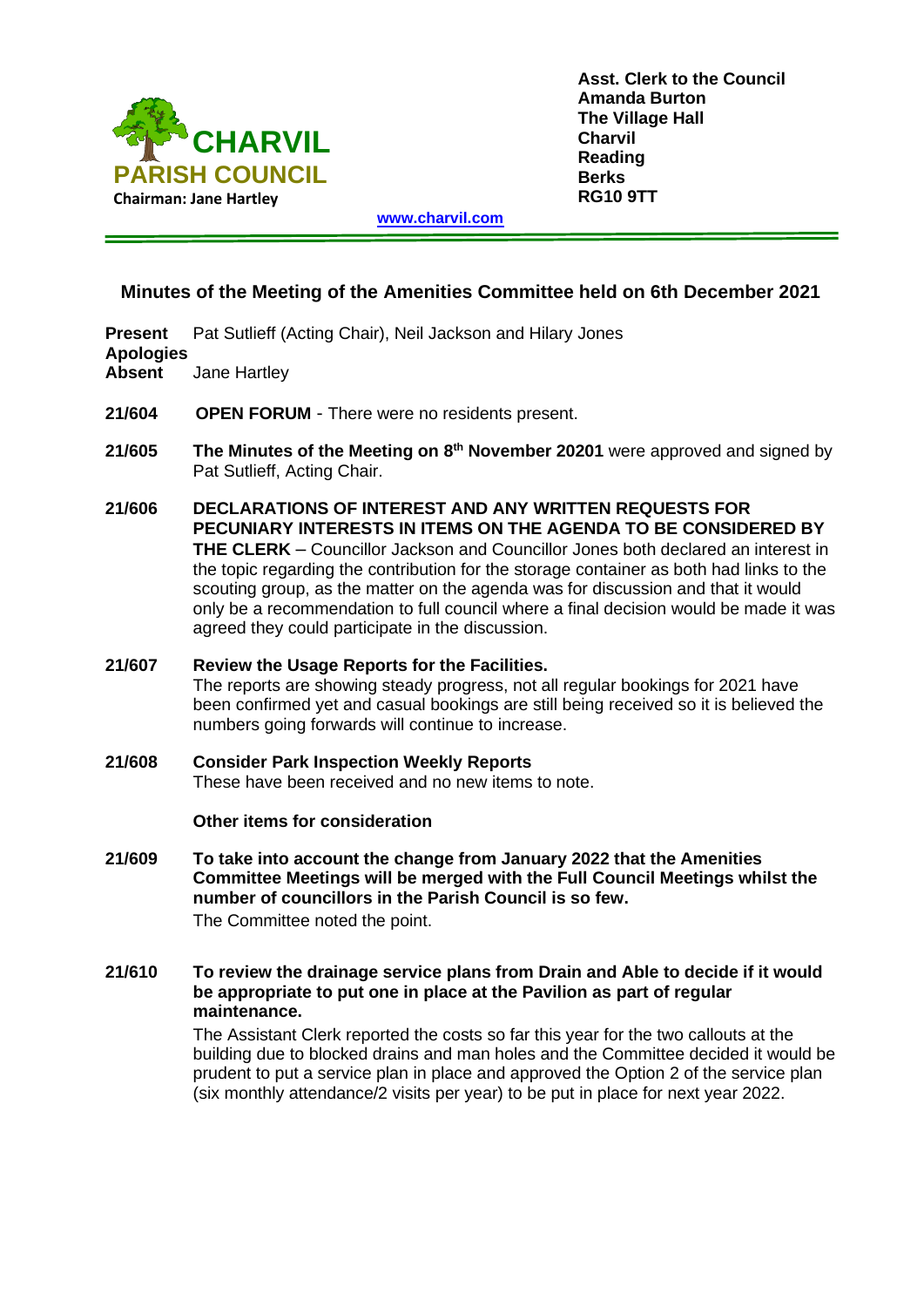**CHARVIL PARISH COUNCIL**
**Chairman: Jane Hartley**

**Asst. Clerk to the Council**
**Amanda Burton**
**The Village Hall**
**Charvil**
**Reading**
**Berks**
**RG10 9TT**

www.charvil.com

## Minutes of the Meeting of the Amenities Committee held on 6th December 2021

**Present** Pat Sutlieff (Acting Chair), Neil Jackson and Hilary Jones
**Apologies**
**Absent** Jane Hartley

**21/604** **OPEN FORUM** - There were no residents present.

**21/605** **The Minutes of the Meeting on 8th November 20201** were approved and signed by Pat Sutlieff, Acting Chair.

**21/606** **DECLARATIONS OF INTEREST AND ANY WRITTEN REQUESTS FOR PECUNIARY INTERESTS IN ITEMS ON THE AGENDA TO BE CONSIDERED BY THE CLERK** – Councillor Jackson and Councillor Jones both declared an interest in the topic regarding the contribution for the storage container as both had links to the scouting group, as the matter on the agenda was for discussion and that it would only be a recommendation to full council where a final decision would be made it was agreed they could participate in the discussion.

**21/607** **Review the Usage Reports for the Facilities.**
The reports are showing steady progress, not all regular bookings for 2021 have been confirmed yet and casual bookings are still being received so it is believed the numbers going forwards will continue to increase.

**21/608** **Consider Park Inspection Weekly Reports**
These have been received and no new items to note.

**Other items for consideration**

**21/609** **To take into account the change from January 2022 that the Amenities Committee Meetings will be merged with the Full Council Meetings whilst the number of councillors in the Parish Council is so few.**
The Committee noted the point.

**21/610** **To review the drainage service plans from Drain and Able to decide if it would be appropriate to put one in place at the Pavilion as part of regular maintenance.**
The Assistant Clerk reported the costs so far this year for the two callouts at the building due to blocked drains and man holes and the Committee decided it would be prudent to put a service plan in place and approved the Option 2 of the service plan (six monthly attendance/2 visits per year) to be put in place for next year 2022.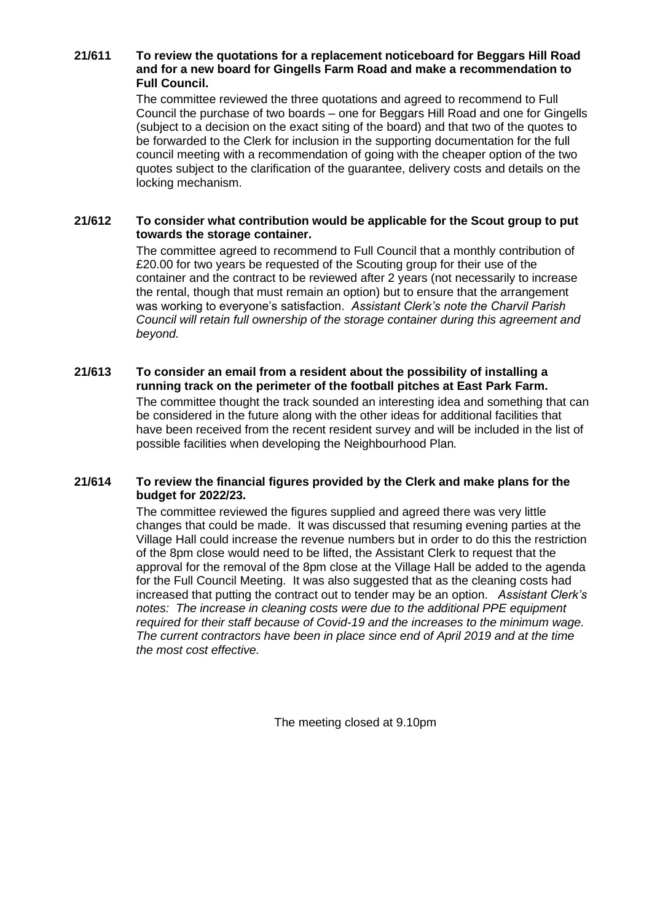**21/611 To review the quotations for a replacement noticeboard for Beggars Hill Road and for a new board for Gingells Farm Road and make a recommendation to Full Council.**

The committee reviewed the three quotations and agreed to recommend to Full Council the purchase of two boards – one for Beggars Hill Road and one for Gingells (subject to a decision on the exact siting of the board) and that two of the quotes to be forwarded to the Clerk for inclusion in the supporting documentation for the full council meeting with a recommendation of going with the cheaper option of the two quotes subject to the clarification of the guarantee, delivery costs and details on the locking mechanism.

**21/612 To consider what contribution would be applicable for the Scout group to put towards the storage container.**

The committee agreed to recommend to Full Council that a monthly contribution of £20.00 for two years be requested of the Scouting group for their use of the container and the contract to be reviewed after 2 years (not necessarily to increase the rental, though that must remain an option) but to ensure that the arrangement was working to everyone's satisfaction. *Assistant Clerk's note the Charvil Parish Council will retain full ownership of the storage container during this agreement and beyond.*

**21/613 To consider an email from a resident about the possibility of installing a running track on the perimeter of the football pitches at East Park Farm.**

The committee thought the track sounded an interesting idea and something that can be considered in the future along with the other ideas for additional facilities that have been received from the recent resident survey and will be included in the list of possible facilities when developing the Neighbourhood Plan*.*

**21/614 To review the financial figures provided by the Clerk and make plans for the budget for 2022/23.**

The committee reviewed the figures supplied and agreed there was very little changes that could be made. It was discussed that resuming evening parties at the Village Hall could increase the revenue numbers but in order to do this the restriction of the 8pm close would need to be lifted, the Assistant Clerk to request that the approval for the removal of the 8pm close at the Village Hall be added to the agenda for the Full Council Meeting. It was also suggested that as the cleaning costs had increased that putting the contract out to tender may be an option. *Assistant Clerk's notes: The increase in cleaning costs were due to the additional PPE equipment required for their staff because of Covid-19 and the increases to the minimum wage. The current contractors have been in place since end of April 2019 and at the time the most cost effective.*

The meeting closed at 9.10pm